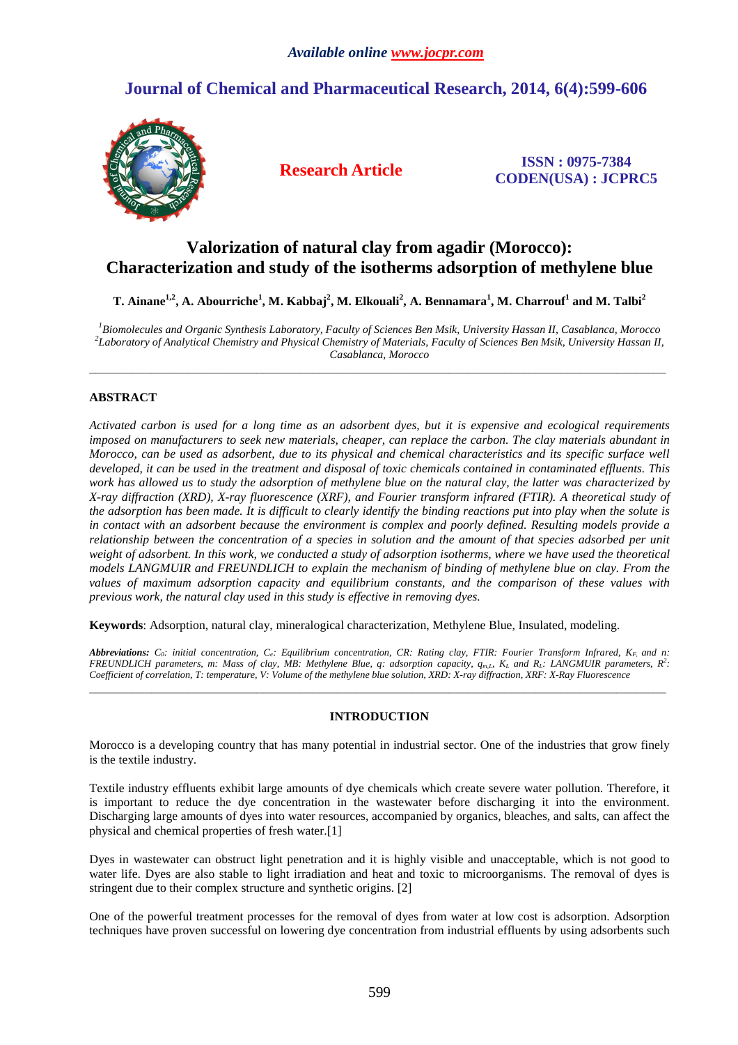*Available online www.jocpr.com*

# Journal of Chemical and Pharmaceutical Research, 2014, 6(4):599-606

**Research Article**

**ISSN : 0975-7384**
**CODEN(USA) : JCPRC5**

## Valorization of natural clay from agadir (Morocco): Characterization and study of the isotherms adsorption of methylene blue

**T. Ainane[1,2], A. Abourriche[1], M. Kabbaj[2], M. Elkouali[2], A. Bennamara[1], M. Charrouf[1] and M. Talbi[2]**

*[1]Biomolecules and Organic Synthesis Laboratory, Faculty of Sciences Ben Msik, University Hassan II, Casablanca, Morocco*
*[2]Laboratory of Analytical Chemistry and Physical Chemistry of Materials, Faculty of Sciences Ben Msik, University Hassan II, Casablanca, Morocco*

---

### ABSTRACT

*Activated carbon is used for a long time as an adsorbent dyes, but it is expensive and ecological requirements imposed on manufacturers to seek new materials, cheaper, can replace the carbon. The clay materials abundant in Morocco, can be used as adsorbent, due to its physical and chemical characteristics and its specific surface well developed, it can be used in the treatment and disposal of toxic chemicals contained in contaminated effluents. This work has allowed us to study the adsorption of methylene blue on the natural clay, the latter was characterized by X-ray diffraction (XRD), X-ray fluorescence (XRF), and Fourier transform infrared (FTIR). A theoretical study of the adsorption has been made. It is difficult to clearly identify the binding reactions put into play when the solute is in contact with an adsorbent because the environment is complex and poorly defined. Resulting models provide a relationship between the concentration of a species in solution and the amount of that species adsorbed per unit weight of adsorbent. In this work, we conducted a study of adsorption isotherms, where we have used the theoretical models LANGMUIR and FREUNDLICH to explain the mechanism of binding of methylene blue on clay. From the values of maximum adsorption capacity and equilibrium constants, and the comparison of these values with previous work, the natural clay used in this study is effective in removing dyes.*

**Keywords**: Adsorption, natural clay, mineralogical characterization, Methylene Blue, Insulated, modeling.

***Abbreviations:*** *$C_0$: initial concentration, $C_e$: Equilibrium concentration, CR: Rating clay, FTIR: Fourier Transform Infrared, $K_F$ and n: FREUNDLICH parameters, m: Mass of clay, MB: Methylene Blue, q: adsorption capacity, $q_{m,L}$, $K_L$ and $R_L$: LANGMUIR parameters, $R^2$: Coefficient of correlation, T: temperature, V: Volume of the methylene blue solution, XRD: X-ray diffraction, XRF: X-Ray Fluorescence*

---

### INTRODUCTION

Morocco is a developing country that has many potential in industrial sector. One of the industries that grow finely is the textile industry.

Textile industry effluents exhibit large amounts of dye chemicals which create severe water pollution. Therefore, it is important to reduce the dye concentration in the wastewater before discharging it into the environment. Discharging large amounts of dyes into water resources, accompanied by organics, bleaches, and salts, can affect the physical and chemical properties of fresh water.[1]

Dyes in wastewater can obstruct light penetration and it is highly visible and unacceptable, which is not good to water life. Dyes are also stable to light irradiation and heat and toxic to microorganisms. The removal of dyes is stringent due to their complex structure and synthetic origins. [2]

One of the powerful treatment processes for the removal of dyes from water at low cost is adsorption. Adsorption techniques have proven successful on lowering dye concentration from industrial effluents by using adsorbents such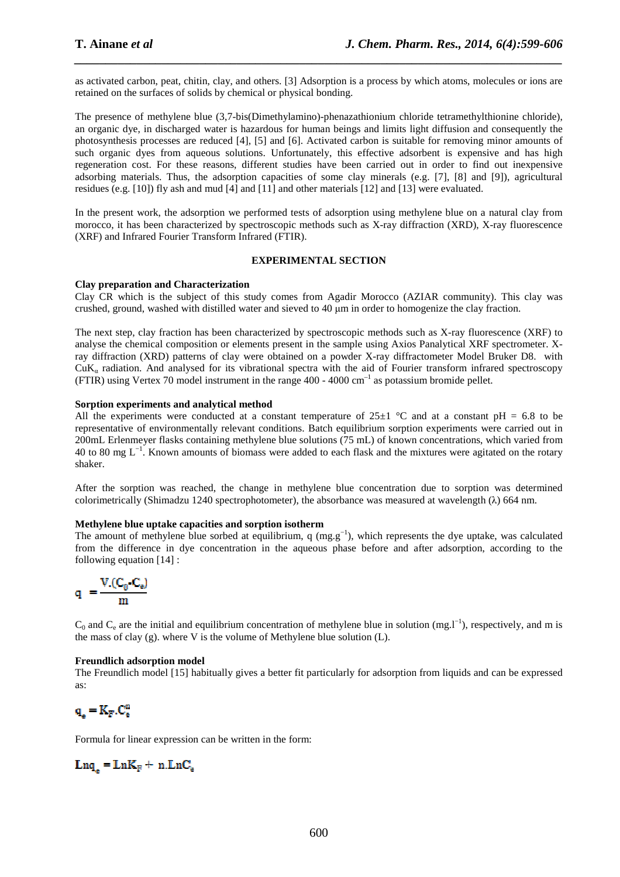as activated carbon, peat, chitin, clay, and others. [3] Adsorption is a process by which atoms, molecules or ions are retained on the surfaces of solids by chemical or physical bonding.

The presence of methylene blue (3,7-bis(Dimethylamino)-phenazathionium chloride tetramethylthionine chloride), an organic dye, in discharged water is hazardous for human beings and limits light diffusion and consequently the photosynthesis processes are reduced [4], [5] and [6]. Activated carbon is suitable for removing minor amounts of such organic dyes from aqueous solutions. Unfortunately, this effective adsorbent is expensive and has high regeneration cost. For these reasons, different studies have been carried out in order to find out inexpensive adsorbing materials. Thus, the adsorption capacities of some clay minerals (e.g. [7], [8] and [9]), agricultural residues (e.g. [10]) fly ash and mud [4] and [11] and other materials [12] and [13] were evaluated.

In the present work, the adsorption we performed tests of adsorption using methylene blue on a natural clay from morocco, it has been characterized by spectroscopic methods such as X-ray diffraction (XRD), X-ray fluorescence (XRF) and Infrared Fourier Transform Infrared (FTIR).

## EXPERIMENTAL SECTION

**Clay preparation and Characterization**

Clay CR which is the subject of this study comes from Agadir Morocco (AZIAR community). This clay was crushed, ground, washed with distilled water and sieved to 40 μm in order to homogenize the clay fraction.

The next step, clay fraction has been characterized by spectroscopic methods such as X-ray fluorescence (XRF) to analyse the chemical composition or elements present in the sample using Axios Panalytical XRF spectrometer. X-ray diffraction (XRD) patterns of clay were obtained on a powder X-ray diffractometer Model Bruker D8. with $CuK_\alpha$ radiation. And analysed for its vibrational spectra with the aid of Fourier transform infrared spectroscopy (FTIR) using Vertex 70 model instrument in the range 400 - 4000 $cm^{-1}$ as potassium bromide pellet.

**Sorption experiments and analytical method**

All the experiments were conducted at a constant temperature of 25±1 °C and at a constant pH = 6.8 to be representative of environmentally relevant conditions. Batch equilibrium sorption experiments were carried out in 200mL Erlenmeyer flasks containing methylene blue solutions (75 mL) of known concentrations, which varied from 40 to 80 mg $L^{-1}$. Known amounts of biomass were added to each flask and the mixtures were agitated on the rotary shaker.

After the sorption was reached, the change in methylene blue concentration due to sorption was determined colorimetrically (Shimadzu 1240 spectrophotometer), the absorbance was measured at wavelength (λ) 664 nm.

**Methylene blue uptake capacities and sorption isotherm**

The amount of methylene blue sorbed at equilibrium, q (mg.$g^{-1}$), which represents the dye uptake, was calculated from the difference in dye concentration in the aqueous phase before and after adsorption, according to the following equation [14] :

$$q = \frac{V.(C_0 - C_e)}{m}$$

$C_0$ and $C_e$ are the initial and equilibrium concentration of methylene blue in solution (mg.$l^{-1}$), respectively, and m is the mass of clay (g). where V is the volume of Methylene blue solution (L).

**Freundlich adsorption model**

The Freundlich model [15] habitually gives a better fit particularly for adsorption from liquids and can be expressed as:

$$q_e = K_F.C_e^n$$

Formula for linear expression can be written in the form:

$$Lnq_e = LnK_F + n.LnC_e$$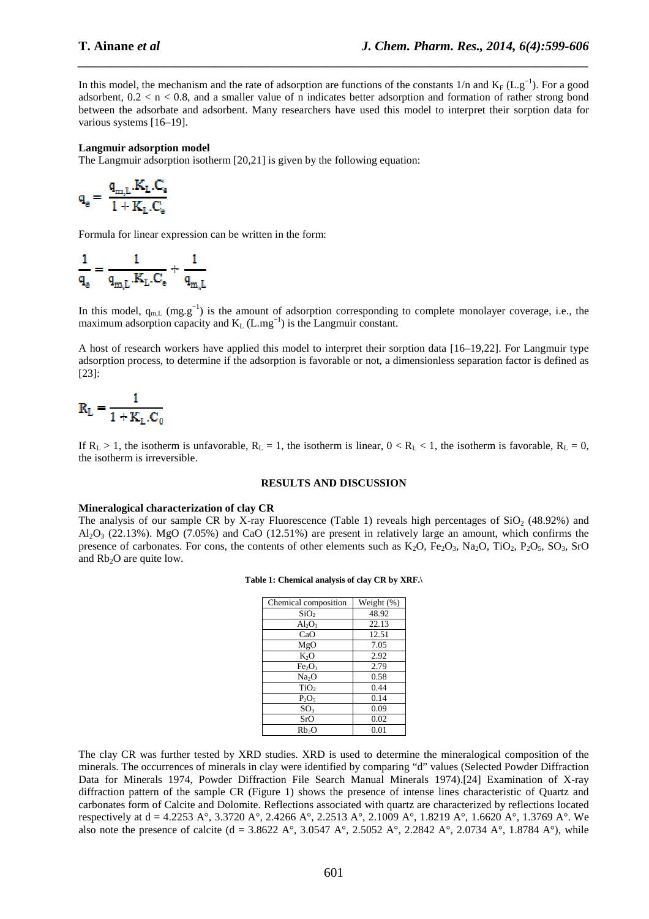In this model, the mechanism and the rate of adsorption are functions of the constants $1/n$ and $K_F$ ($L.g^{-1}$). For a good adsorbent, $0.2 < n < 0.8$, and a smaller value of n indicates better adsorption and formation of rather strong bond between the adsorbate and adsorbent. Many researchers have used this model to interpret their sorption data for various systems [16–19].

**Langmuir adsorption model**

The Langmuir adsorption isotherm [20,21] is given by the following equation:

$$q_e = \frac{q_{m,L}.K_L.C_e}{1 + K_L.C_e}$$

Formula for linear expression can be written in the form:

$$\frac{1}{q_e} = \frac{1}{q_{m,L}.K_L.C_e} + \frac{1}{q_{m,L}}$$

In this model, $q_{m,L}$ ($mg.g^{-1}$) is the amount of adsorption corresponding to complete monolayer coverage, i.e., the maximum adsorption capacity and $K_L$ ($L.mg^{-1}$) is the Langmuir constant.

A host of research workers have applied this model to interpret their sorption data [16–19,22]. For Langmuir type adsorption process, to determine if the adsorption is favorable or not, a dimensionless separation factor is defined as [23]:

$$R_L = \frac{1}{1 + K_L.C_0}$$

If $R_L > 1$, the isotherm is unfavorable, $R_L = 1$, the isotherm is linear, $0 < R_L < 1$, the isotherm is favorable, $R_L = 0$, the isotherm is irreversible.

## RESULTS AND DISCUSSION

**Mineralogical characterization of clay CR**

The analysis of our sample CR by X-ray Fluorescence (Table 1) reveals high percentages of $SiO_2$ (48.92%) and $Al_2O_3$ (22.13%). MgO (7.05%) and CaO (12.51%) are present in relatively large an amount, which confirms the presence of carbonates. For cons, the contents of other elements such as $K_2O$, $Fe_2O_3$, $Na_2O$, $TiO_2$, $P_2O_5$, $SO_3$, SrO and $Rb_2O$ are quite low.

**Table 1: Chemical analysis of clay CR by XRF.\**

| Chemical composition | Weight (%) |
|---|---|
| $SiO_2$ | 48.92 |
| $Al_2O_3$ | 22.13 |
| CaO | 12.51 |
| MgO | 7.05 |
| $K_2O$ | 2.92 |
| $Fe_2O_3$ | 2.79 |
| $Na_2O$ | 0.58 |
| $TiO_2$ | 0.44 |
| $P_2O_5$ | 0.14 |
| $SO_3$ | 0.09 |
| SrO | 0.02 |
| $Rb_2O$ | 0.01 |

The clay CR was further tested by XRD studies. XRD is used to determine the mineralogical composition of the minerals. The occurrences of minerals in clay were identified by comparing "d" values (Selected Powder Diffraction Data for Minerals 1974, Powder Diffraction File Search Manual Minerals 1974).[24] Examination of X-ray diffraction pattern of the sample CR (Figure 1) shows the presence of intense lines characteristic of Quartz and carbonates form of Calcite and Dolomite. Reflections associated with quartz are characterized by reflections located respectively at d = 4.2253 A°, 3.3720 A°, 2.4266 A°, 2.2513 A°, 2.1009 A°, 1.8219 A°, 1.6620 A°, 1.3769 A°. We also note the presence of calcite (d = 3.8622 A°, 3.0547 A°, 2.5052 A°, 2.2842 A°, 2.0734 A°, 1.8784 A°), while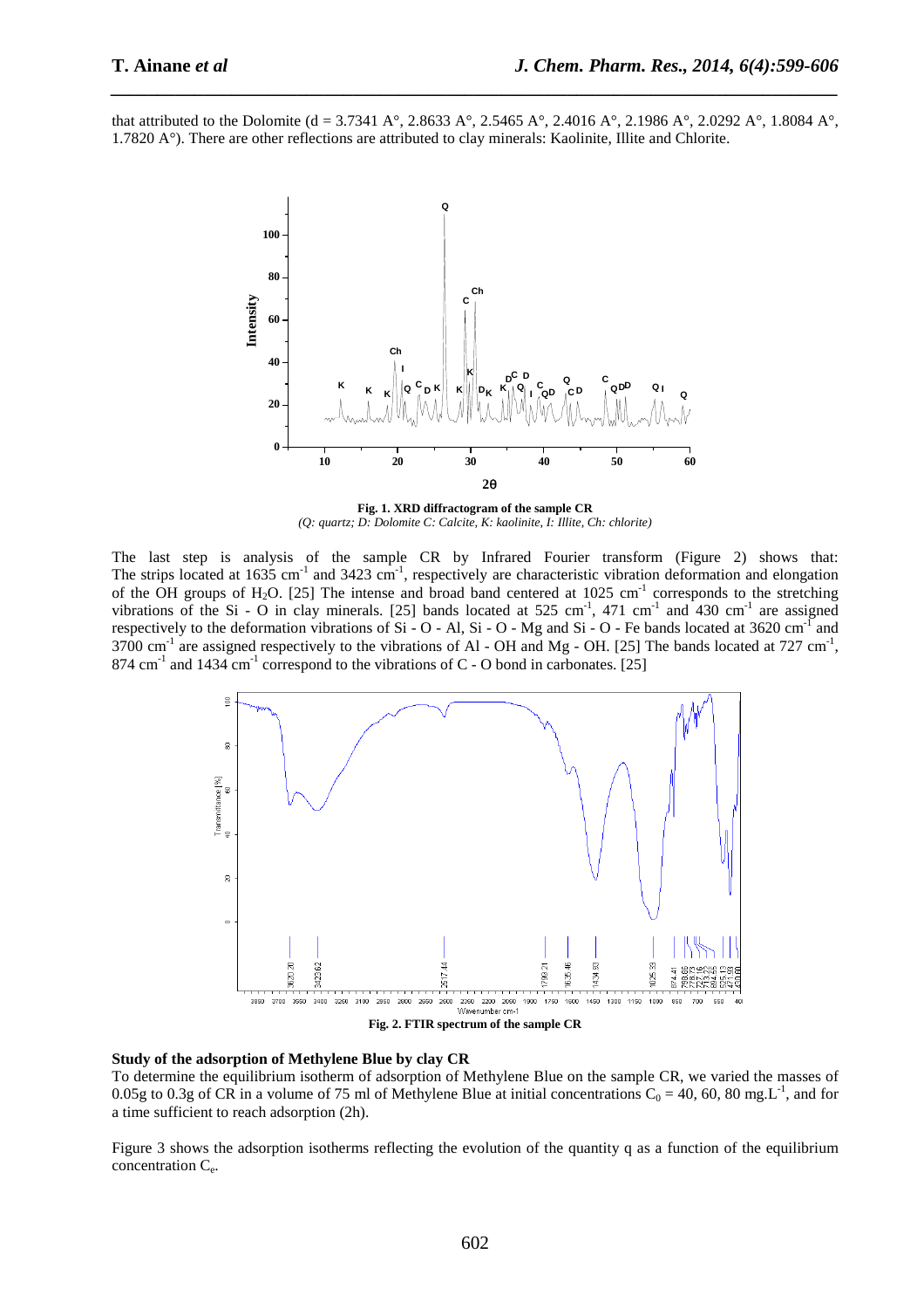that attributed to the Dolomite (d = 3.7341 A°, 2.8633 A°, 2.5465 A°, 2.4016 A°, 2.1986 A°, 2.0292 A°, 1.8084 A°, 1.7820 A°). There are other reflections are attributed to clay minerals: Kaolinite, Illite and Chlorite.

**Fig. 1. XRD diffractogram of the sample CR**
*(Q: quartz; D: Dolomite C: Calcite, K: kaolinite, I: Illite, Ch: chlorite)*

The last step is analysis of the sample CR by Infrared Fourier transform (Figure 2) shows that: The strips located at 1635 $cm^{-1}$ and 3423 $cm^{-1}$, respectively are characteristic vibration deformation and elongation of the OH groups of $H_2O$. [25] The intense and broad band centered at 1025 $cm^{-1}$ corresponds to the stretching vibrations of the Si - O in clay minerals. [25] bands located at 525 $cm^{-1}$, 471 $cm^{-1}$ and 430 $cm^{-1}$ are assigned respectively to the deformation vibrations of Si - O - Al, Si - O - Mg and Si - O - Fe bands located at 3620 $cm^{-1}$ and 3700 $cm^{-1}$ are assigned respectively to the vibrations of Al - OH and Mg - OH. [25] The bands located at 727 $cm^{-1}$, 874 $cm^{-1}$ and 1434 $cm^{-1}$ correspond to the vibrations of C - O bond in carbonates. [25]

**Fig. 2. FTIR spectrum of the sample CR**

**Study of the adsorption of Methylene Blue by clay CR**

To determine the equilibrium isotherm of adsorption of Methylene Blue on the sample CR, we varied the masses of 0.05g to 0.3g of CR in a volume of 75 ml of Methylene Blue at initial concentrations $C_0$ = 40, 60, 80 $mg.L^{-1}$, and for a time sufficient to reach adsorption (2h).

Figure 3 shows the adsorption isotherms reflecting the evolution of the quantity q as a function of the equilibrium concentration $C_e$.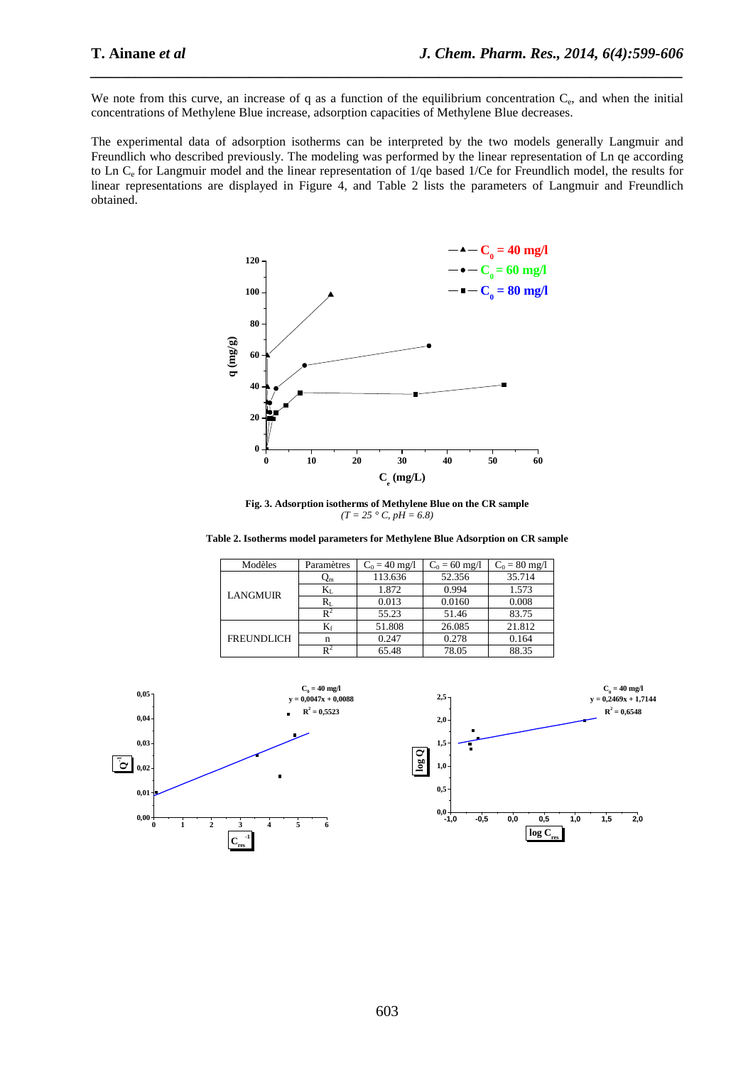We note from this curve, an increase of q as a function of the equilibrium concentration $C_e$, and when the initial concentrations of Methylene Blue increase, adsorption capacities of Methylene Blue decreases.

The experimental data of adsorption isotherms can be interpreted by the two models generally Langmuir and Freundlich who described previously. The modeling was performed by the linear representation of Ln qe according to Ln $C_e$ for Langmuir model and the linear representation of 1/qe based 1/Ce for Freundlich model, the results for linear representations are displayed in Figure 4, and Table 2 lists the parameters of Langmuir and Freundlich obtained.

**Fig. 3. Adsorption isotherms of Methylene Blue on the CR sample**
*(T = 25 ° C, pH = 6.8)*

**Table 2. Isotherms model parameters for Methylene Blue Adsorption on CR sample**

| Modèles | Paramètres | $C_0$ = 40 mg/l | $C_0$ = 60 mg/l | $C_0$ = 80 mg/l |
|---|---|---|---|---|
| LANGMUIR | $Q_m$ | 113.636 | 52.356 | 35.714 |
| | $K_L$ | 1.872 | 0.994 | 1.573 |
| | $R_L$ | 0.013 | 0.0160 | 0.008 |
| | $R^2$ | 55.23 | 51.46 | 83.75 |
| FREUNDLICH | $K_f$ | 51.808 | 26.085 | 21.812 |
| | n | 0.247 | 0.278 | 0.164 |
| | $R^2$ | 65.48 | 78.05 | 88.35 |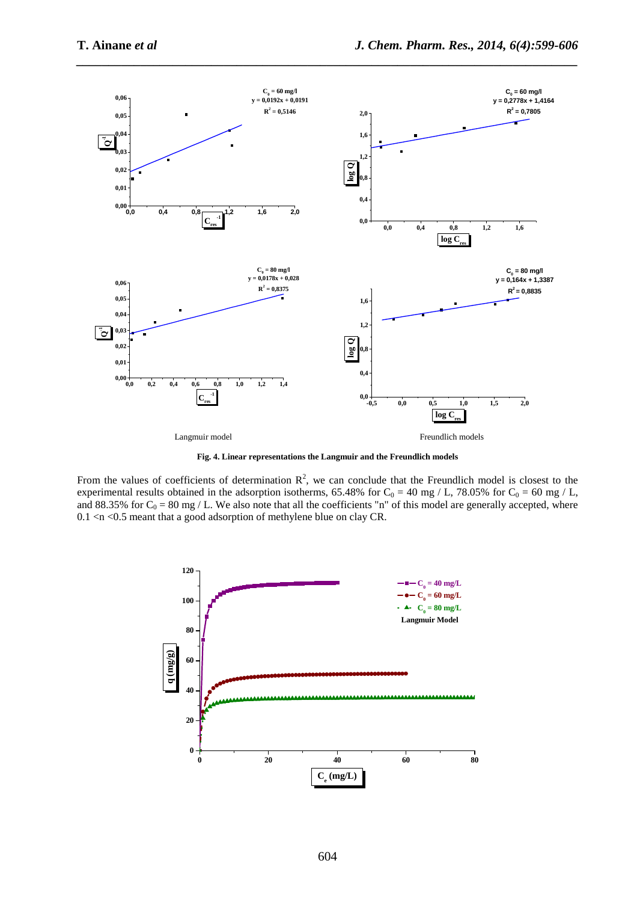Langmuir model

Freundlich models

**Fig. 4. Linear representations the Langmuir and the Freundlich models**

From the values of coefficients of determination $R^2$, we can conclude that the Freundlich model is closest to the experimental results obtained in the adsorption isotherms, 65.48% for $C_0$ = 40 mg / L, 78.05% for $C_0$ = 60 mg / L, and 88.35% for $C_0$ = 80 mg / L. We also note that all the coefficients "n" of this model are generally accepted, where 0.1 <n <0.5 meant that a good adsorption of methylene blue on clay CR.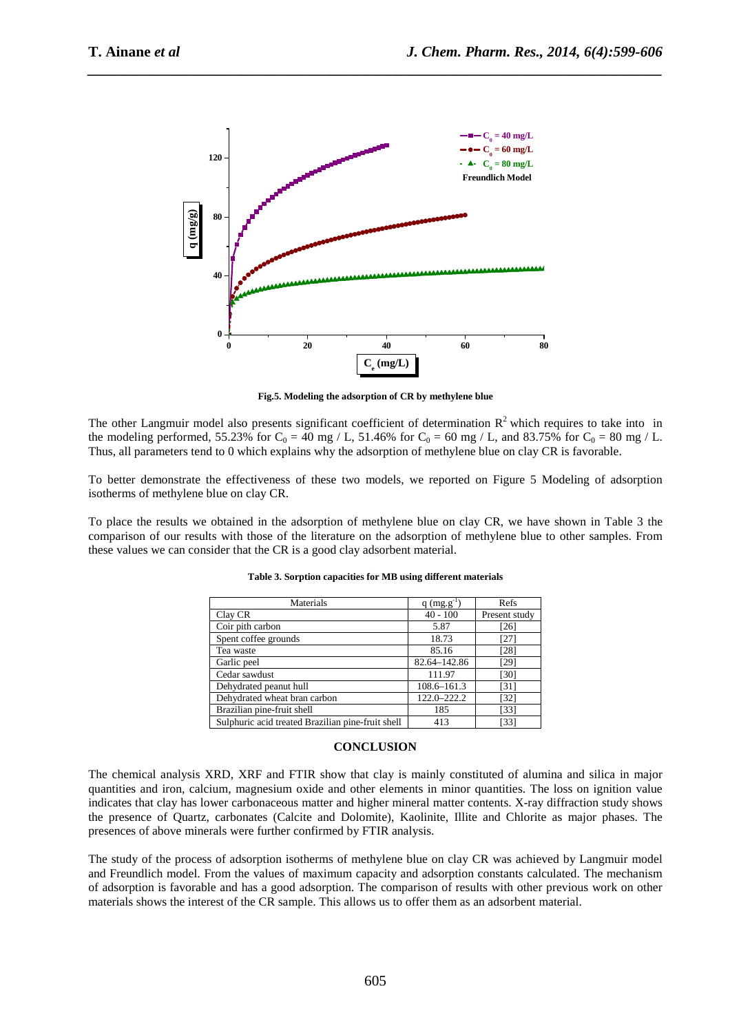Fig.5. Modeling the adsorption of CR by methylene blue

The other Langmuir model also presents significant coefficient of determination $R^2$ which requires to take into in the modeling performed, 55.23% for $C_0$ = 40 mg / L, 51.46% for $C_0$ = 60 mg / L, and 83.75% for $C_0$ = 80 mg / L. Thus, all parameters tend to 0 which explains why the adsorption of methylene blue on clay CR is favorable.

To better demonstrate the effectiveness of these two models, we reported on Figure 5 Modeling of adsorption isotherms of methylene blue on clay CR.

To place the results we obtained in the adsorption of methylene blue on clay CR, we have shown in Table 3 the comparison of our results with those of the literature on the adsorption of methylene blue to other samples. From these values we can consider that the CR is a good clay adsorbent material.

**Table 3. Sorption capacities for MB using different materials**

| Materials | q ($mg.g^{-1}$) | Refs |
|---|---|---|
| Clay CR | 40 - 100 | Present study |
| Coir pith carbon | 5.87 | [26] |
| Spent coffee grounds | 18.73 | [27] |
| Tea waste | 85.16 | [28] |
| Garlic peel | 82.64–142.86 | [29] |
| Cedar sawdust | 111.97 | [30] |
| Dehydrated peanut hull | 108.6–161.3 | [31] |
| Dehydrated wheat bran carbon | 122.0–222.2 | [32] |
| Brazilian pine-fruit shell | 185 | [33] |
| Sulphuric acid treated Brazilian pine-fruit shell | 413 | [33] |

## CONCLUSION

The chemical analysis XRD, XRF and FTIR show that clay is mainly constituted of alumina and silica in major quantities and iron, calcium, magnesium oxide and other elements in minor quantities. The loss on ignition value indicates that clay has lower carbonaceous matter and higher mineral matter contents. X-ray diffraction study shows the presence of Quartz, carbonates (Calcite and Dolomite), Kaolinite, Illite and Chlorite as major phases. The presences of above minerals were further confirmed by FTIR analysis.

The study of the process of adsorption isotherms of methylene blue on clay CR was achieved by Langmuir model and Freundlich model. From the values of maximum capacity and adsorption constants calculated. The mechanism of adsorption is favorable and has a good adsorption. The comparison of results with other previous work on other materials shows the interest of the CR sample. This allows us to offer them as an adsorbent material.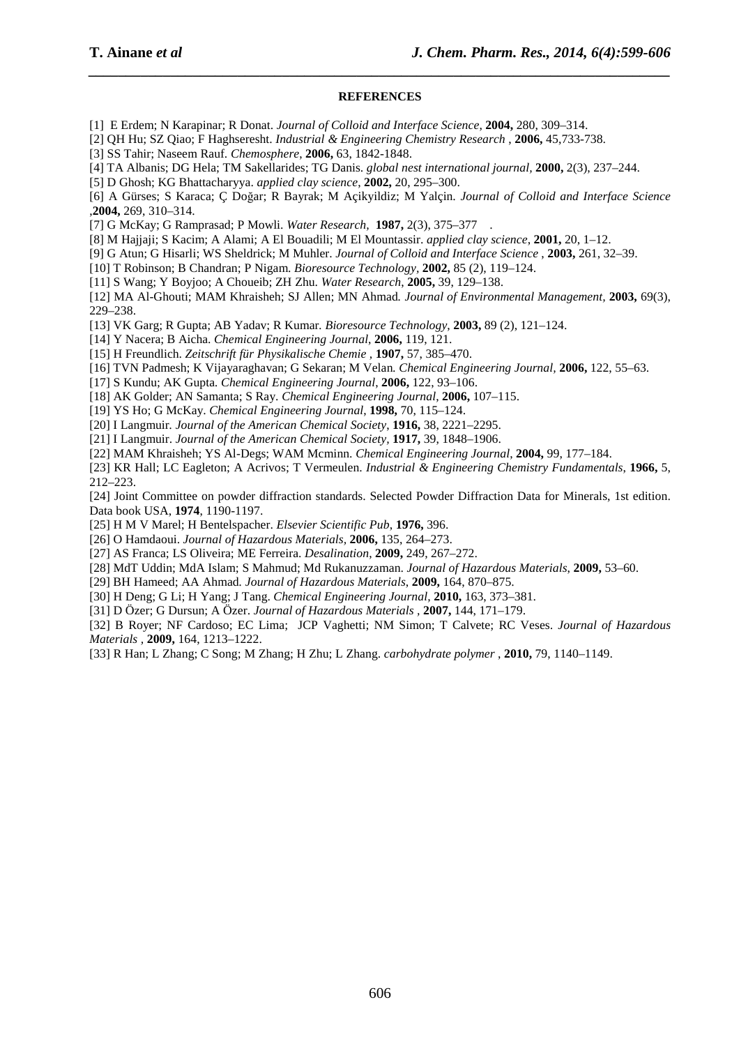**REFERENCES**

[1] E Erdem; N Karapinar; R Donat. *Journal of Colloid and Interface Science*, **2004,** 280, 309–314.

[2] QH Hu; SZ Qiao; F Haghseresht. *Industrial & Engineering Chemistry Research* , **2006,** 45,733-738.

[3] SS Tahir; Naseem Rauf. *Chemosphere*, **2006,** 63, 1842-1848.

[4] TA Albanis; DG Hela; TM Sakellarides; TG Danis. *global nest international journal,* **2000,** 2(3), 237–244.

[5] D Ghosh; KG Bhattacharyya. *applied clay science*, **2002,** 20, 295–300.

[6] A Gürses; S Karaca; Ç Doğar; R Bayrak; M Açikyildiz; M Yalçin. *Journal of Colloid and Interface Science* ,**2004,** 269, 310–314.

[7] G McKay; G Ramprasad; P Mowli. *Water Research,* **1987,** 2(3), 375–377 .

[8] M Hajjaji; S Kacim; A Alami; A El Bouadili; M El Mountassir. *applied clay science,* **2001,** 20, 1–12.

[9] G Atun; G Hisarli; WS Sheldrick; M Muhler. *Journal of Colloid and Interface Science* , **2003,** 261, 32–39.

[10] T Robinson; B Chandran; P Nigam. *Bioresource Technology*, **2002,** 85 (2), 119–124.

[11] S Wang; Y Boyjoo; A Choueib; ZH Zhu. *Water Research*, **2005,** 39, 129–138.

[12] MA Al-Ghouti; MAM Khraisheh; SJ Allen; MN Ahmad. *Journal of Environmental Management,* **2003,** 69(3), 229–238.

[13] VK Garg; R Gupta; AB Yadav; R Kumar. *Bioresource Technology*, **2003,** 89 (2), 121–124.

[14] Y Nacera; B Aicha. *Chemical Engineering Journal*, **2006,** 119, 121.

[15] H Freundlich. *Zeitschrift für Physikalische Chemie* , **1907,** 57, 385–470.

[16] TVN Padmesh; K Vijayaraghavan; G Sekaran; M Velan. *Chemical Engineering Journal,* **2006,** 122, 55–63.

[17] S Kundu; AK Gupta. *Chemical Engineering Journal*, **2006,** 122, 93–106.

[18] AK Golder; AN Samanta; S Ray. *Chemical Engineering Journal*, **2006,** 107–115.

[19] YS Ho; G McKay. *Chemical Engineering Journal*, **1998,** 70, 115–124.

[20] I Langmuir. *Journal of the American Chemical Society*, **1916,** 38, 2221–2295.

[21] I Langmuir. *Journal of the American Chemical Society,* **1917,** 39, 1848–1906.

[22] MAM Khraisheh; YS Al-Degs; WAM Mcminn. *Chemical Engineering Journal*, **2004,** 99, 177–184.

[23] KR Hall; LC Eagleton; A Acrivos; T Vermeulen. *Industrial & Engineering Chemistry Fundamentals,* **1966,** 5, 212–223.

[24] Joint Committee on powder diffraction standards. Selected Powder Diffraction Data for Minerals, 1st edition. Data book USA, **1974**, 1190-1197.

[25] H M V Marel; H Bentelspacher. *Elsevier Scientific Pub*, **1976,** 396.

[26] O Hamdaoui. *Journal of Hazardous Materials,* **2006,** 135, 264–273.

[27] AS Franca; LS Oliveira; ME Ferreira. *Desalination*, **2009,** 249, 267–272.

[28] MdT Uddin; MdA Islam; S Mahmud; Md Rukanuzzaman. *Journal of Hazardous Materials,* **2009,** 53–60.

[29] BH Hameed; AA Ahmad. *Journal of Hazardous Materials*, **2009,** 164, 870–875.

[30] H Deng; G Li; H Yang; J Tang. *Chemical Engineering Journal,* **2010,** 163, 373–381.

[31] D Özer; G Dursun; A Özer. *Journal of Hazardous Materials* , **2007,** 144, 171–179.

[32] B Royer; NF Cardoso; EC Lima; JCP Vaghetti; NM Simon; T Calvete; RC Veses. *Journal of Hazardous Materials* , **2009,** 164, 1213–1222.

[33] R Han; L Zhang; C Song; M Zhang; H Zhu; L Zhang. *carbohydrate polymer* , **2010,** 79, 1140–1149.